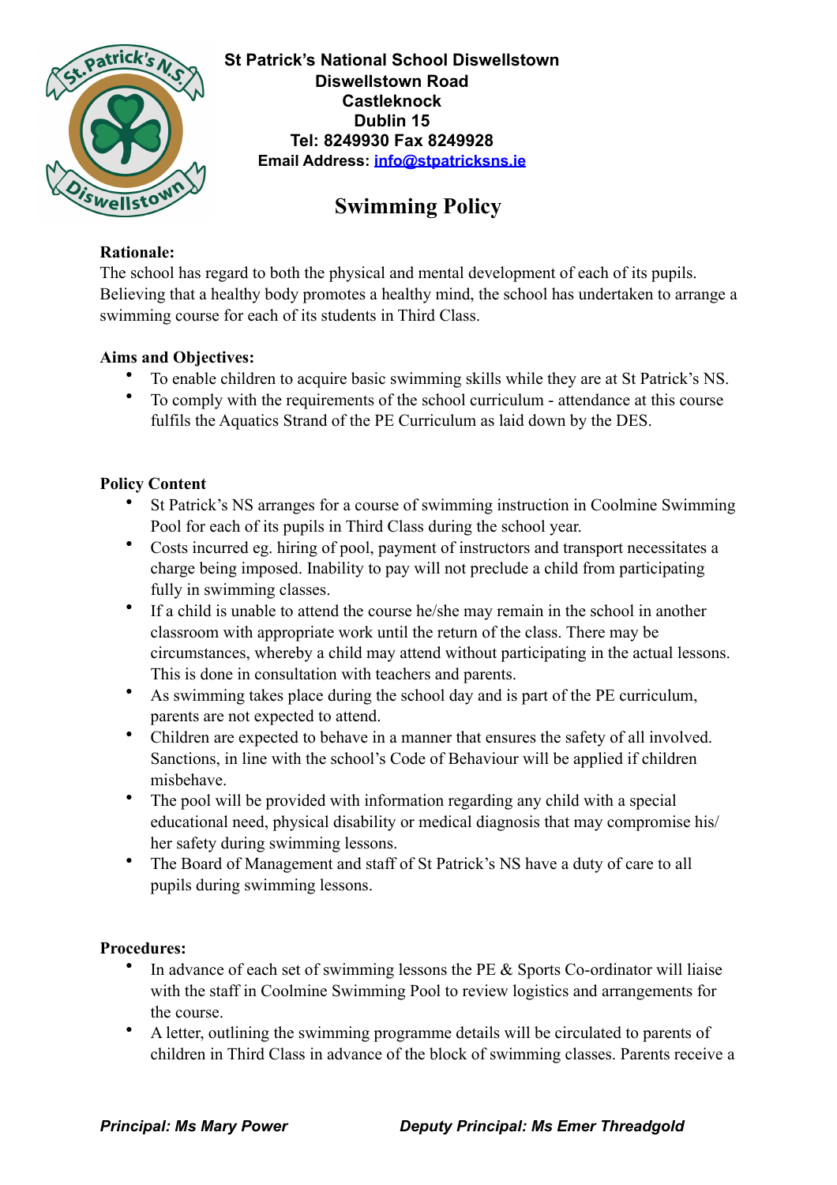**St Patrick's National School Diswellstown**
**Diswellstown Road**
**Castleknock**
**Dublin 15**
**Tel: 8249930 Fax 8249928**
**Email Address: info@stpatricksns.ie**

# Swimming Policy

**Rationale:**
The school has regard to both the physical and mental development of each of its pupils. Believing that a healthy body promotes a healthy mind, the school has undertaken to arrange a swimming course for each of its students in Third Class.

**Aims and Objectives:**

- To enable children to acquire basic swimming skills while they are at St Patrick's NS.
- To comply with the requirements of the school curriculum - attendance at this course fulfils the Aquatics Strand of the PE Curriculum as laid down by the DES.

**Policy Content**

- St Patrick's NS arranges for a course of swimming instruction in Coolmine Swimming Pool for each of its pupils in Third Class during the school year.
- Costs incurred eg. hiring of pool, payment of instructors and transport necessitates a charge being imposed. Inability to pay will not preclude a child from participating fully in swimming classes.
- If a child is unable to attend the course he/she may remain in the school in another classroom with appropriate work until the return of the class. There may be circumstances, whereby a child may attend without participating in the actual lessons. This is done in consultation with teachers and parents.
- As swimming takes place during the school day and is part of the PE curriculum, parents are not expected to attend.
- Children are expected to behave in a manner that ensures the safety of all involved. Sanctions, in line with the school's Code of Behaviour will be applied if children misbehave.
- The pool will be provided with information regarding any child with a special educational need, physical disability or medical diagnosis that may compromise his/her safety during swimming lessons.
- The Board of Management and staff of St Patrick's NS have a duty of care to all pupils during swimming lessons.

**Procedures:**

- In advance of each set of swimming lessons the PE & Sports Co-ordinator will liaise with the staff in Coolmine Swimming Pool to review logistics and arrangements for the course.
- A letter, outlining the swimming programme details will be circulated to parents of children in Third Class in advance of the block of swimming classes. Parents receive a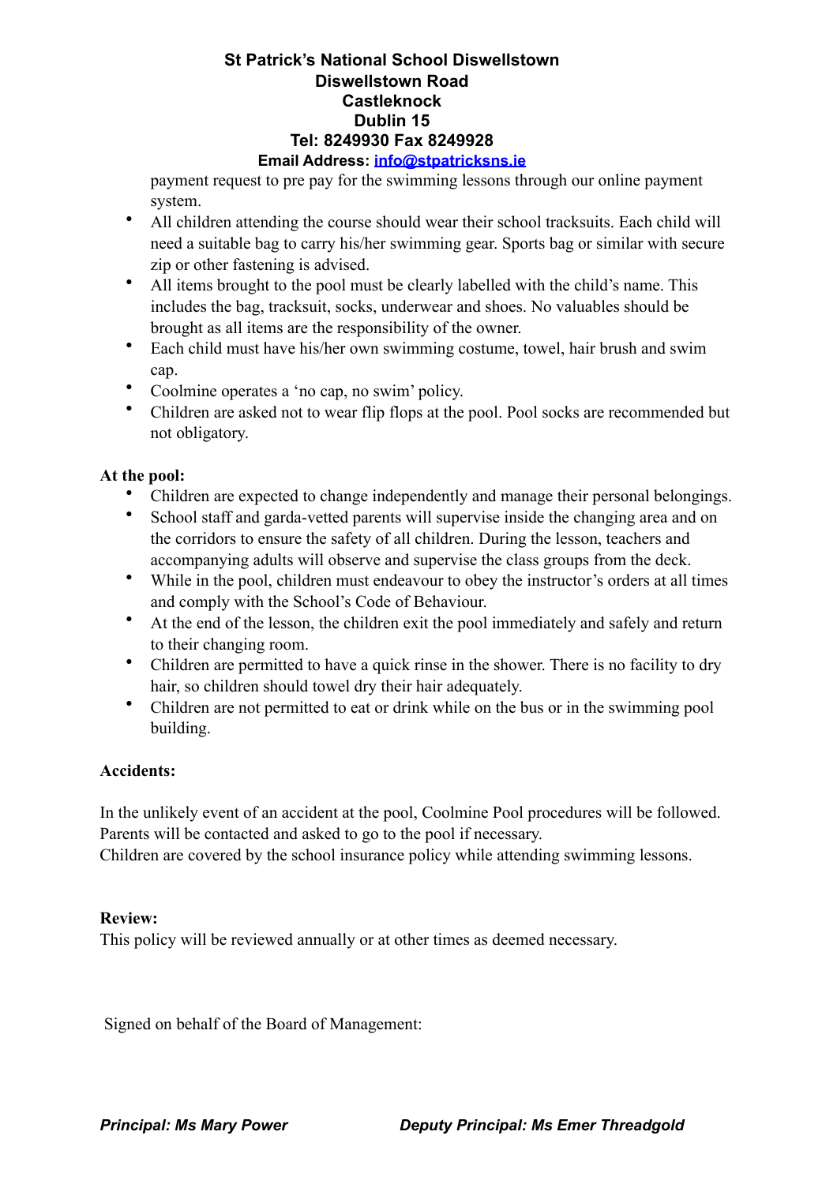payment request to pre pay for the swimming lessons through our online payment system.

- All children attending the course should wear their school tracksuits. Each child will need a suitable bag to carry his/her swimming gear. Sports bag or similar with secure zip or other fastening is advised.
- All items brought to the pool must be clearly labelled with the child's name. This includes the bag, tracksuit, socks, underwear and shoes. No valuables should be brought as all items are the responsibility of the owner.
- Each child must have his/her own swimming costume, towel, hair brush and swim cap.
- Coolmine operates a 'no cap, no swim' policy.
- Children are asked not to wear flip flops at the pool. Pool socks are recommended but not obligatory.

**At the pool:**

- Children are expected to change independently and manage their personal belongings.
- School staff and garda-vetted parents will supervise inside the changing area and on the corridors to ensure the safety of all children. During the lesson, teachers and accompanying adults will observe and supervise the class groups from the deck.
- While in the pool, children must endeavour to obey the instructor's orders at all times and comply with the School's Code of Behaviour.
- At the end of the lesson, the children exit the pool immediately and safely and return to their changing room.
- Children are permitted to have a quick rinse in the shower. There is no facility to dry hair, so children should towel dry their hair adequately.
- Children are not permitted to eat or drink while on the bus or in the swimming pool building.

**Accidents:**

In the unlikely event of an accident at the pool, Coolmine Pool procedures will be followed. Parents will be contacted and asked to go to the pool if necessary.
Children are covered by the school insurance policy while attending swimming lessons.

**Review:**
This policy will be reviewed annually or at other times as deemed necessary.

Signed on behalf of the Board of Management: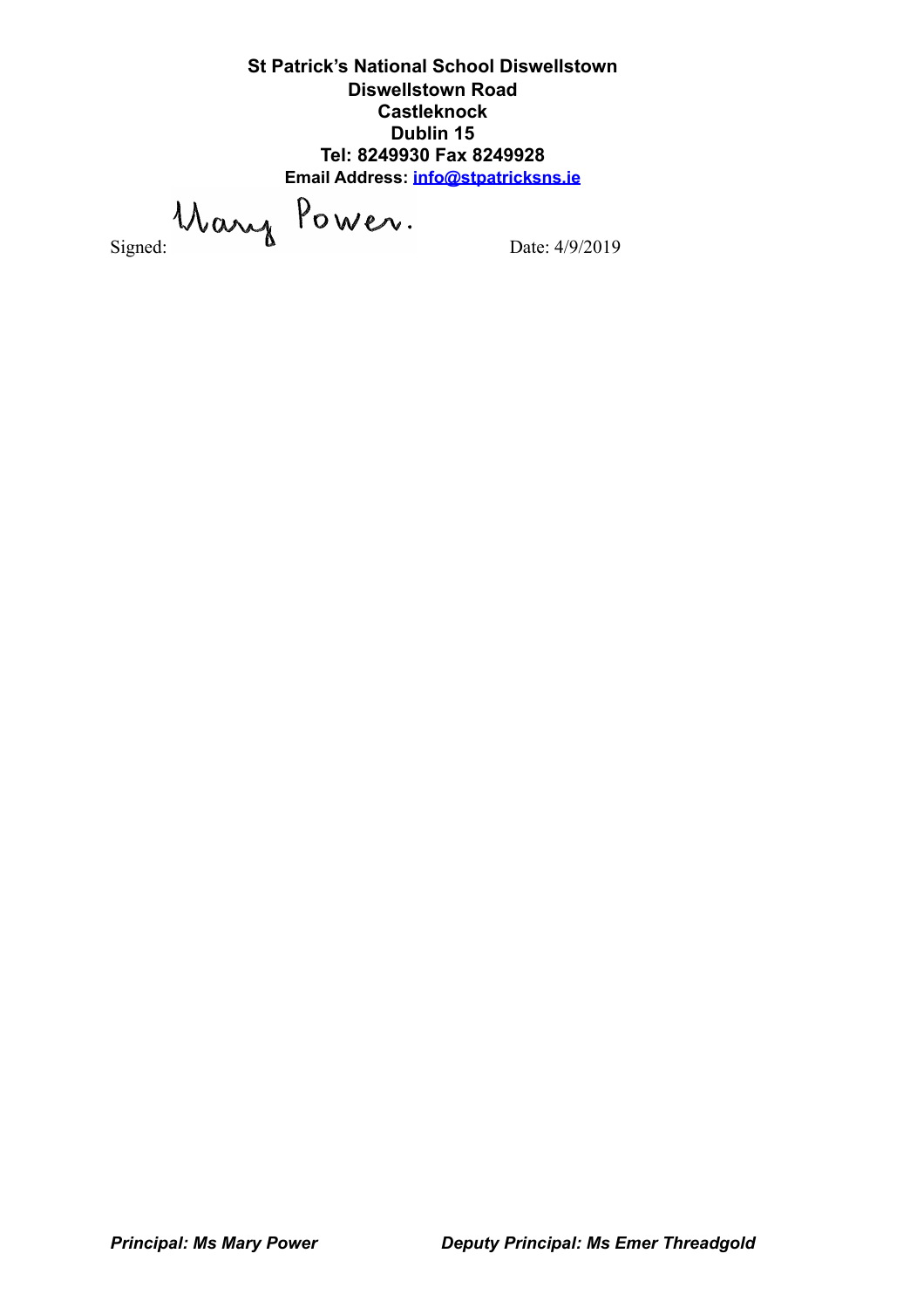**St Patrick's National School Diswellstown**
**Diswellstown Road**
**Castleknock**
**Dublin 15**
**Tel: 8249930 Fax 8249928**
**Email Address: info@stpatricksns.ie**

Signed: Mary Power. Date: 4/9/2019

***Principal: Ms Mary Power*** ***Deputy Principal: Ms Emer Threadgold***